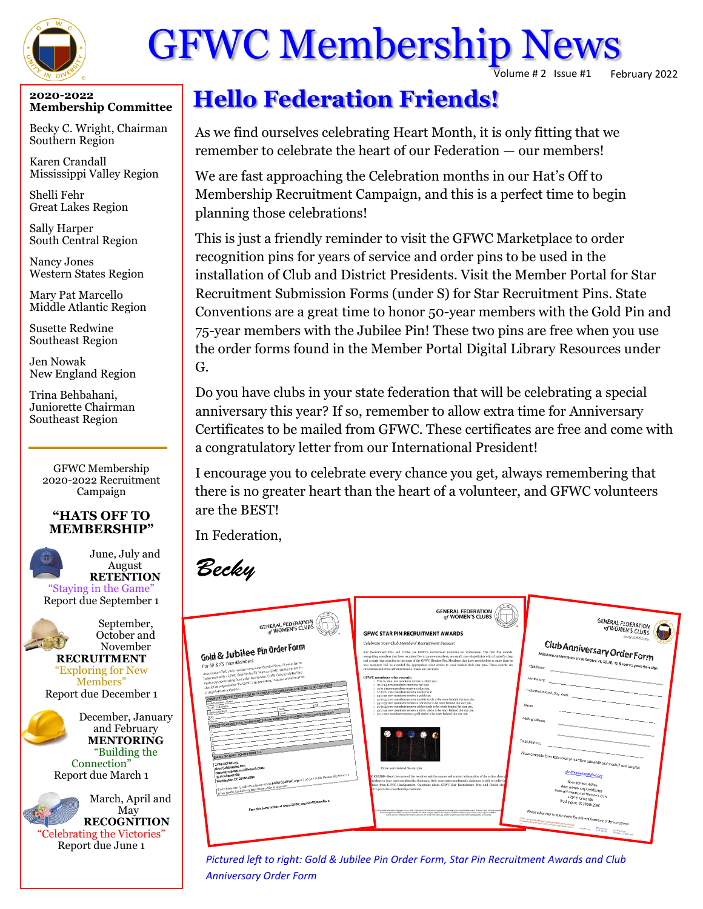# GFWC Membership News

Volume # 2 Issue #1 February 2022

**2020-2022 Membership Committee**

Becky C. Wright, Chairman
Southern Region

Karen Crandall
Mississippi Valley Region

Shelli Fehr
Great Lakes Region

Sally Harper
South Central Region

Nancy Jones
Western States Region

Mary Pat Marcello
Middle Atlantic Region

Susette Redwine
Southeast Region

Jen Nowak
New England Region

Trina Behbahani,
Juniorette Chairman
Southeast Region

GFWC Membership 2020-2022 Recruitment Campaign

**"HATS OFF TO MEMBERSHIP"**

June, July and August
**RETENTION**
"Staying in the Game"
Report due September 1

September, October and November
**RECRUITMENT**
"Exploring for New Members"
Report due December 1

December, January and February
**MENTORING**
"Building the Connection"
Report due March 1

March, April and May
**RECOGNITION**
"Celebrating the Victories"
Report due June 1

## Hello Federation Friends!

As we find ourselves celebrating Heart Month, it is only fitting that we remember to celebrate the heart of our Federation — our members!

We are fast approaching the Celebration months in our Hat's Off to Membership Recruitment Campaign, and this is a perfect time to begin planning those celebrations!

This is just a friendly reminder to visit the GFWC Marketplace to order recognition pins for years of service and order pins to be used in the installation of Club and District Presidents. Visit the Member Portal for Star Recruitment Submission Forms (under S) for Star Recruitment Pins. State Conventions are a great time to honor 50-year members with the Gold Pin and 75-year members with the Jubilee Pin! These two pins are free when you use the order forms found in the Member Portal Digital Library Resources under G.

Do you have clubs in your state federation that will be celebrating a special anniversary this year? If so, remember to allow extra time for Anniversary Certificates to be mailed from GFWC. These certificates are free and come with a congratulatory letter from our International President!

I encourage you to celebrate every chance you get, always remembering that there is no greater heart than the heart of a volunteer, and GFWC volunteers are the BEST!

In Federation,

*Becky*

*Pictured left to right: Gold & Jubilee Pin Order Form, Star Pin Recruitment Awards and Club Anniversary Order Form*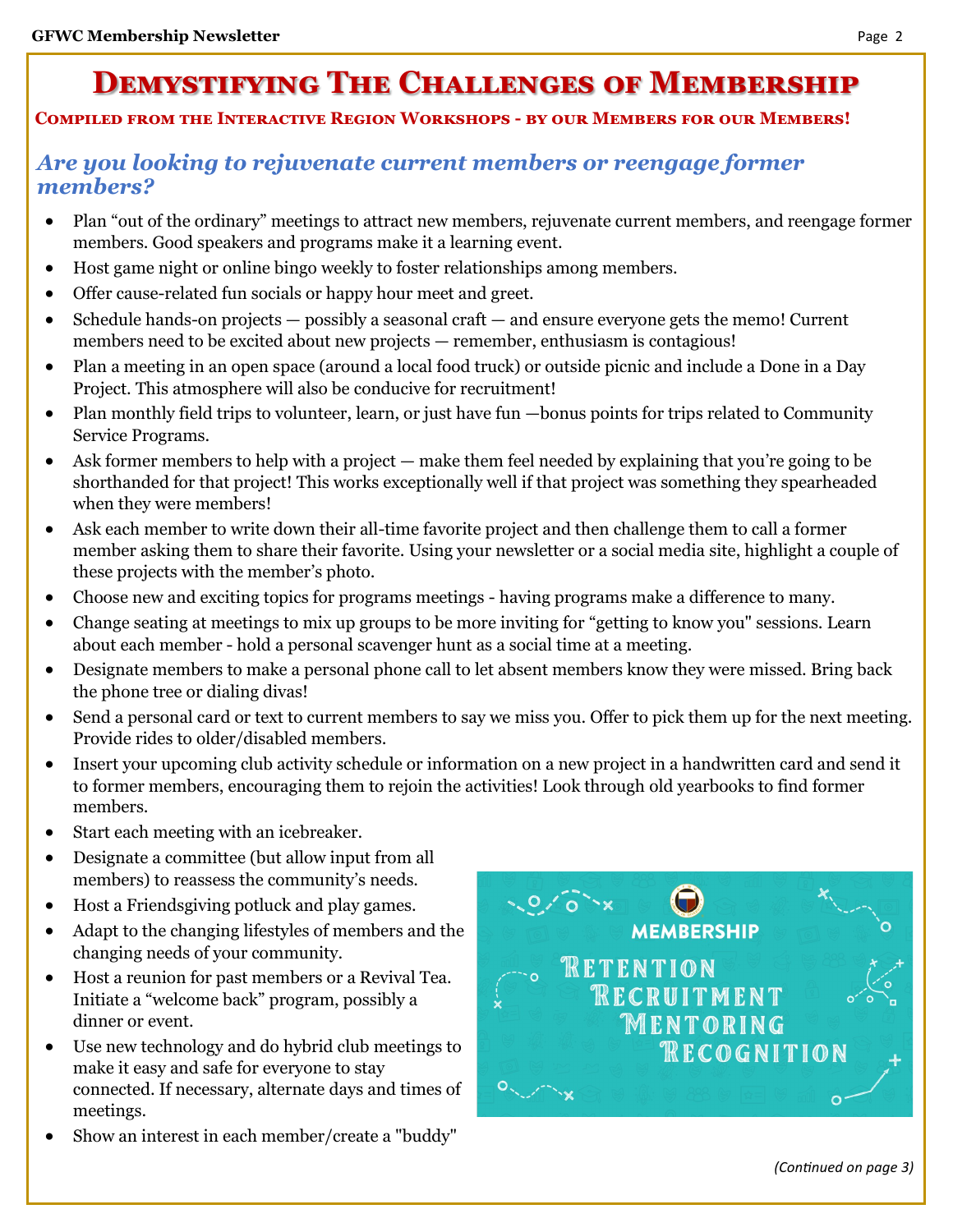# Demystifying The Challenges of Membership

**Compiled from the Interactive Region Workshops - by our Members for our Members!**

## *Are you looking to rejuvenate current members or reengage former members?*

- Plan "out of the ordinary" meetings to attract new members, rejuvenate current members, and reengage former members. Good speakers and programs make it a learning event.
- Host game night or online bingo weekly to foster relationships among members.
- Offer cause-related fun socials or happy hour meet and greet.
- Schedule hands-on projects — possibly a seasonal craft — and ensure everyone gets the memo! Current members need to be excited about new projects — remember, enthusiasm is contagious!
- Plan a meeting in an open space (around a local food truck) or outside picnic and include a Done in a Day Project. This atmosphere will also be conducive for recruitment!
- Plan monthly field trips to volunteer, learn, or just have fun —bonus points for trips related to Community Service Programs.
- Ask former members to help with a project — make them feel needed by explaining that you're going to be shorthanded for that project! This works exceptionally well if that project was something they spearheaded when they were members!
- Ask each member to write down their all-time favorite project and then challenge them to call a former member asking them to share their favorite. Using your newsletter or a social media site, highlight a couple of these projects with the member's photo.
- Choose new and exciting topics for programs meetings - having programs make a difference to many.
- Change seating at meetings to mix up groups to be more inviting for "getting to know you" sessions. Learn about each member - hold a personal scavenger hunt as a social time at a meeting.
- Designate members to make a personal phone call to let absent members know they were missed. Bring back the phone tree or dialing divas!
- Send a personal card or text to current members to say we miss you. Offer to pick them up for the next meeting. Provide rides to older/disabled members.
- Insert your upcoming club activity schedule or information on a new project in a handwritten card and send it to former members, encouraging them to rejoin the activities! Look through old yearbooks to find former members.
- Start each meeting with an icebreaker.
- Designate a committee (but allow input from all members) to reassess the community's needs.
- Host a Friendsgiving potluck and play games.
- Adapt to the changing lifestyles of members and the changing needs of your community.
- Host a reunion for past members or a Revival Tea. Initiate a "welcome back" program, possibly a dinner or event.
- Use new technology and do hybrid club meetings to make it easy and safe for everyone to stay connected. If necessary, alternate days and times of meetings.
- Show an interest in each member/create a "buddy"

MEMBERSHIP

Retention
Recruitment
Mentoring
Recognition

*(Continued on page 3)*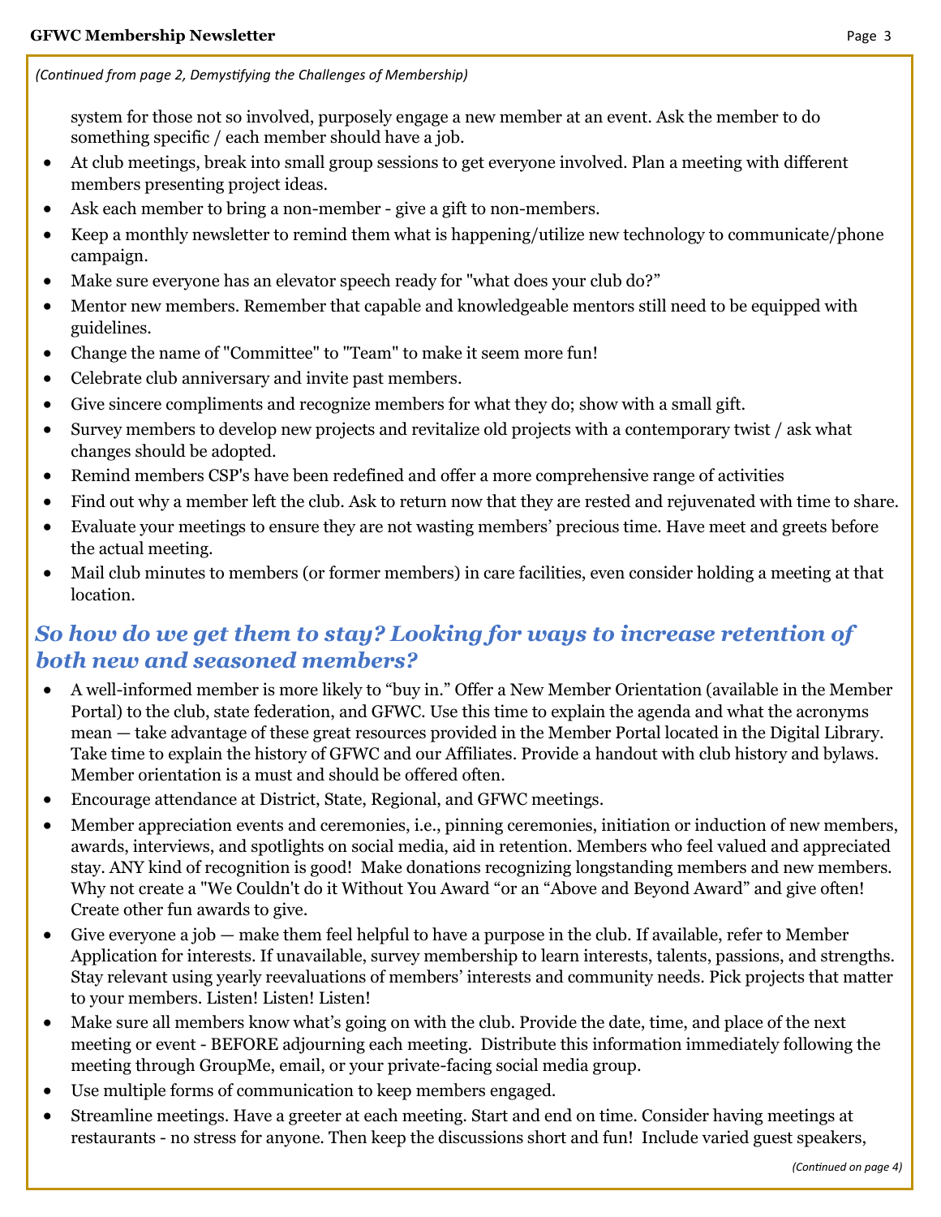*(Continued from page 2, Demystifying the Challenges of Membership)*

system for those not so involved, purposely engage a new member at an event. Ask the member to do something specific / each member should have a job.

- At club meetings, break into small group sessions to get everyone involved. Plan a meeting with different members presenting project ideas.
- Ask each member to bring a non-member - give a gift to non-members.
- Keep a monthly newsletter to remind them what is happening/utilize new technology to communicate/phone campaign.
- Make sure everyone has an elevator speech ready for "what does your club do?"
- Mentor new members. Remember that capable and knowledgeable mentors still need to be equipped with guidelines.
- Change the name of "Committee" to "Team" to make it seem more fun!
- Celebrate club anniversary and invite past members.
- Give sincere compliments and recognize members for what they do; show with a small gift.
- Survey members to develop new projects and revitalize old projects with a contemporary twist / ask what changes should be adopted.
- Remind members CSP's have been redefined and offer a more comprehensive range of activities
- Find out why a member left the club. Ask to return now that they are rested and rejuvenated with time to share.
- Evaluate your meetings to ensure they are not wasting members' precious time. Have meet and greets before the actual meeting.
- Mail club minutes to members (or former members) in care facilities, even consider holding a meeting at that location.

## *So how do we get them to stay? Looking for ways to increase retention of both new and seasoned members?*

- A well-informed member is more likely to "buy in." Offer a New Member Orientation (available in the Member Portal) to the club, state federation, and GFWC. Use this time to explain the agenda and what the acronyms mean — take advantage of these great resources provided in the Member Portal located in the Digital Library. Take time to explain the history of GFWC and our Affiliates. Provide a handout with club history and bylaws. Member orientation is a must and should be offered often.
- Encourage attendance at District, State, Regional, and GFWC meetings.
- Member appreciation events and ceremonies, i.e., pinning ceremonies, initiation or induction of new members, awards, interviews, and spotlights on social media, aid in retention. Members who feel valued and appreciated stay. ANY kind of recognition is good! Make donations recognizing longstanding members and new members. Why not create a "We Couldn't do it Without You Award "or an "Above and Beyond Award" and give often! Create other fun awards to give.
- Give everyone a job — make them feel helpful to have a purpose in the club. If available, refer to Member Application for interests. If unavailable, survey membership to learn interests, talents, passions, and strengths. Stay relevant using yearly reevaluations of members' interests and community needs. Pick projects that matter to your members. Listen! Listen! Listen!
- Make sure all members know what's going on with the club. Provide the date, time, and place of the next meeting or event - BEFORE adjourning each meeting. Distribute this information immediately following the meeting through GroupMe, email, or your private-facing social media group.
- Use multiple forms of communication to keep members engaged.
- Streamline meetings. Have a greeter at each meeting. Start and end on time. Consider having meetings at restaurants - no stress for anyone. Then keep the discussions short and fun! Include varied guest speakers,

*(Continued on page 4)*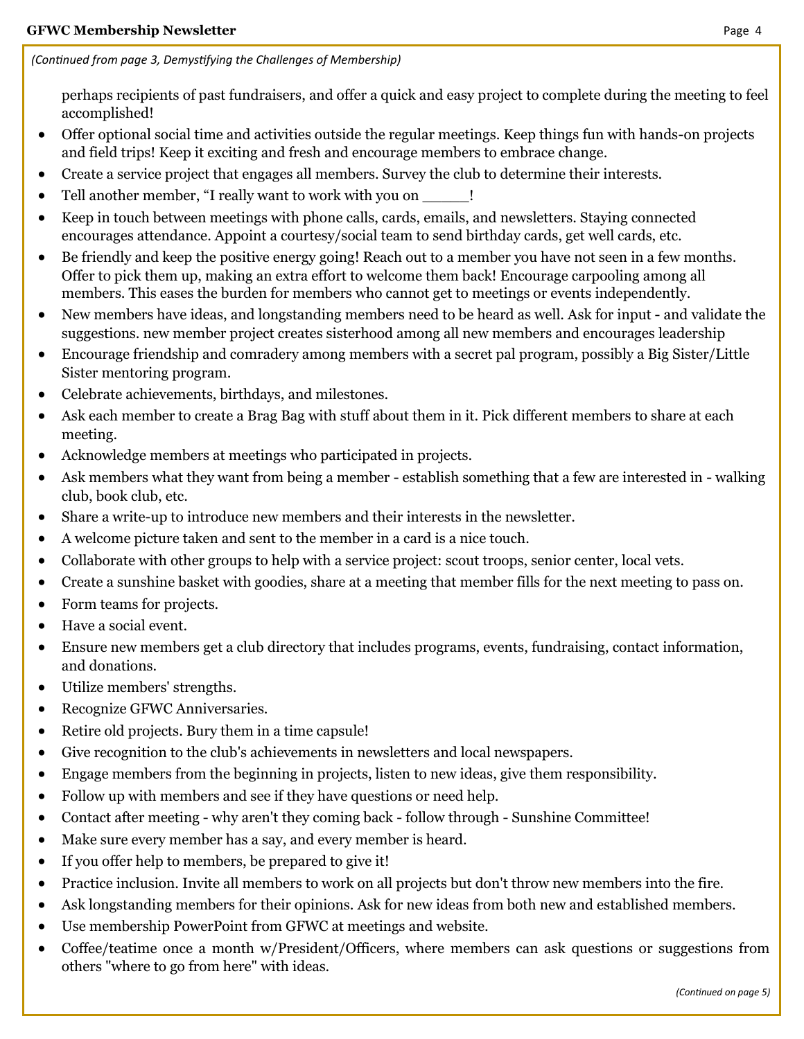*(Continued from page 3, Demystifying the Challenges of Membership)*

perhaps recipients of past fundraisers, and offer a quick and easy project to complete during the meeting to feel accomplished!

- Offer optional social time and activities outside the regular meetings. Keep things fun with hands-on projects and field trips! Keep it exciting and fresh and encourage members to embrace change.
- Create a service project that engages all members. Survey the club to determine their interests.
- Tell another member, "I really want to work with you on _____!
- Keep in touch between meetings with phone calls, cards, emails, and newsletters. Staying connected encourages attendance. Appoint a courtesy/social team to send birthday cards, get well cards, etc.
- Be friendly and keep the positive energy going! Reach out to a member you have not seen in a few months. Offer to pick them up, making an extra effort to welcome them back! Encourage carpooling among all members. This eases the burden for members who cannot get to meetings or events independently.
- New members have ideas, and longstanding members need to be heard as well. Ask for input - and validate the suggestions. new member project creates sisterhood among all new members and encourages leadership
- Encourage friendship and comradery among members with a secret pal program, possibly a Big Sister/Little Sister mentoring program.
- Celebrate achievements, birthdays, and milestones.
- Ask each member to create a Brag Bag with stuff about them in it. Pick different members to share at each meeting.
- Acknowledge members at meetings who participated in projects.
- Ask members what they want from being a member - establish something that a few are interested in - walking club, book club, etc.
- Share a write-up to introduce new members and their interests in the newsletter.
- A welcome picture taken and sent to the member in a card is a nice touch.
- Collaborate with other groups to help with a service project: scout troops, senior center, local vets.
- Create a sunshine basket with goodies, share at a meeting that member fills for the next meeting to pass on.
- Form teams for projects.
- Have a social event.
- Ensure new members get a club directory that includes programs, events, fundraising, contact information, and donations.
- Utilize members' strengths.
- Recognize GFWC Anniversaries.
- Retire old projects. Bury them in a time capsule!
- Give recognition to the club's achievements in newsletters and local newspapers.
- Engage members from the beginning in projects, listen to new ideas, give them responsibility.
- Follow up with members and see if they have questions or need help.
- Contact after meeting - why aren't they coming back - follow through - Sunshine Committee!
- Make sure every member has a say, and every member is heard.
- If you offer help to members, be prepared to give it!
- Practice inclusion. Invite all members to work on all projects but don't throw new members into the fire.
- Ask longstanding members for their opinions. Ask for new ideas from both new and established members.
- Use membership PowerPoint from GFWC at meetings and website.
- Coffee/teatime once a month w/President/Officers, where members can ask questions or suggestions from others "where to go from here" with ideas.

*(Continued on page 5)*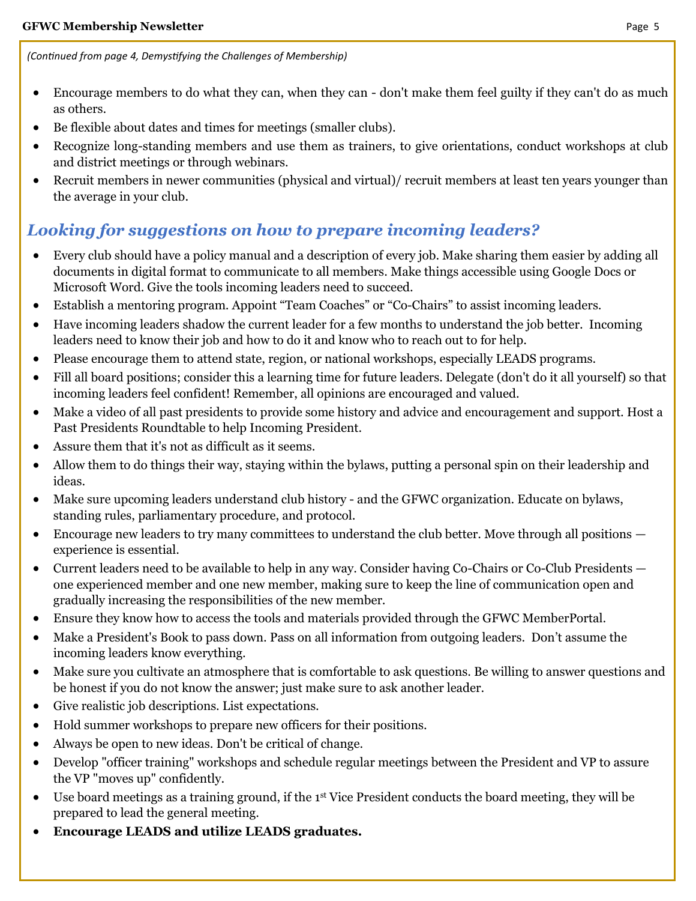*(Continued from page 4, Demystifying the Challenges of Membership)*

- Encourage members to do what they can, when they can - don't make them feel guilty if they can't do as much as others.
- Be flexible about dates and times for meetings (smaller clubs).
- Recognize long-standing members and use them as trainers, to give orientations, conduct workshops at club and district meetings or through webinars.
- Recruit members in newer communities (physical and virtual)/ recruit members at least ten years younger than the average in your club.

## *Looking for suggestions on how to prepare incoming leaders?*

- Every club should have a policy manual and a description of every job. Make sharing them easier by adding all documents in digital format to communicate to all members. Make things accessible using Google Docs or Microsoft Word. Give the tools incoming leaders need to succeed.
- Establish a mentoring program. Appoint "Team Coaches" or "Co-Chairs" to assist incoming leaders.
- Have incoming leaders shadow the current leader for a few months to understand the job better. Incoming leaders need to know their job and how to do it and know who to reach out to for help.
- Please encourage them to attend state, region, or national workshops, especially LEADS programs.
- Fill all board positions; consider this a learning time for future leaders. Delegate (don't do it all yourself) so that incoming leaders feel confident! Remember, all opinions are encouraged and valued.
- Make a video of all past presidents to provide some history and advice and encouragement and support. Host a Past Presidents Roundtable to help Incoming President.
- Assure them that it's not as difficult as it seems.
- Allow them to do things their way, staying within the bylaws, putting a personal spin on their leadership and ideas.
- Make sure upcoming leaders understand club history - and the GFWC organization. Educate on bylaws, standing rules, parliamentary procedure, and protocol.
- Encourage new leaders to try many committees to understand the club better. Move through all positions — experience is essential.
- Current leaders need to be available to help in any way. Consider having Co-Chairs or Co-Club Presidents — one experienced member and one new member, making sure to keep the line of communication open and gradually increasing the responsibilities of the new member.
- Ensure they know how to access the tools and materials provided through the GFWC MemberPortal.
- Make a President's Book to pass down. Pass on all information from outgoing leaders. Don't assume the incoming leaders know everything.
- Make sure you cultivate an atmosphere that is comfortable to ask questions. Be willing to answer questions and be honest if you do not know the answer; just make sure to ask another leader.
- Give realistic job descriptions. List expectations.
- Hold summer workshops to prepare new officers for their positions.
- Always be open to new ideas. Don't be critical of change.
- Develop "officer training" workshops and schedule regular meetings between the President and VP to assure the VP "moves up" confidently.
- Use board meetings as a training ground, if the 1st Vice President conducts the board meeting, they will be prepared to lead the general meeting.
- **Encourage LEADS and utilize LEADS graduates.**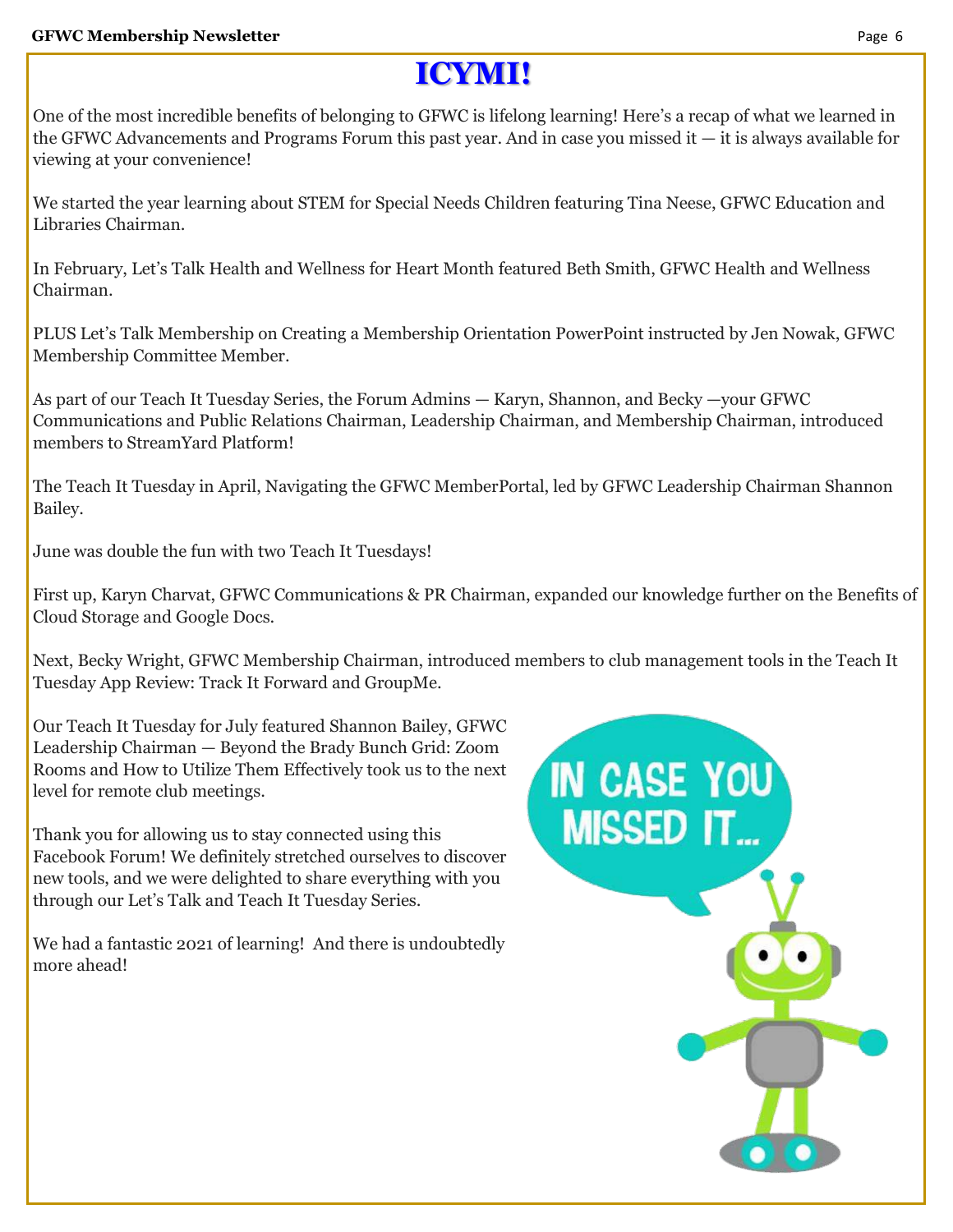# ICYMI!

One of the most incredible benefits of belonging to GFWC is lifelong learning! Here's a recap of what we learned in the GFWC Advancements and Programs Forum this past year. And in case you missed it — it is always available for viewing at your convenience!

We started the year learning about STEM for Special Needs Children featuring Tina Neese, GFWC Education and Libraries Chairman.

In February, Let's Talk Health and Wellness for Heart Month featured Beth Smith, GFWC Health and Wellness Chairman.

PLUS Let's Talk Membership on Creating a Membership Orientation PowerPoint instructed by Jen Nowak, GFWC Membership Committee Member.

As part of our Teach It Tuesday Series, the Forum Admins — Karyn, Shannon, and Becky —your GFWC Communications and Public Relations Chairman, Leadership Chairman, and Membership Chairman, introduced members to StreamYard Platform!

The Teach It Tuesday in April, Navigating the GFWC MemberPortal, led by GFWC Leadership Chairman Shannon Bailey.

June was double the fun with two Teach It Tuesdays!

First up, Karyn Charvat, GFWC Communications & PR Chairman, expanded our knowledge further on the Benefits of Cloud Storage and Google Docs.

Next, Becky Wright, GFWC Membership Chairman, introduced members to club management tools in the Teach It Tuesday App Review: Track It Forward and GroupMe.

Our Teach It Tuesday for July featured Shannon Bailey, GFWC Leadership Chairman — Beyond the Brady Bunch Grid: Zoom Rooms and How to Utilize Them Effectively took us to the next level for remote club meetings.

Thank you for allowing us to stay connected using this Facebook Forum! We definitely stretched ourselves to discover new tools, and we were delighted to share everything with you through our Let's Talk and Teach It Tuesday Series.

We had a fantastic 2021 of learning! And there is undoubtedly more ahead!